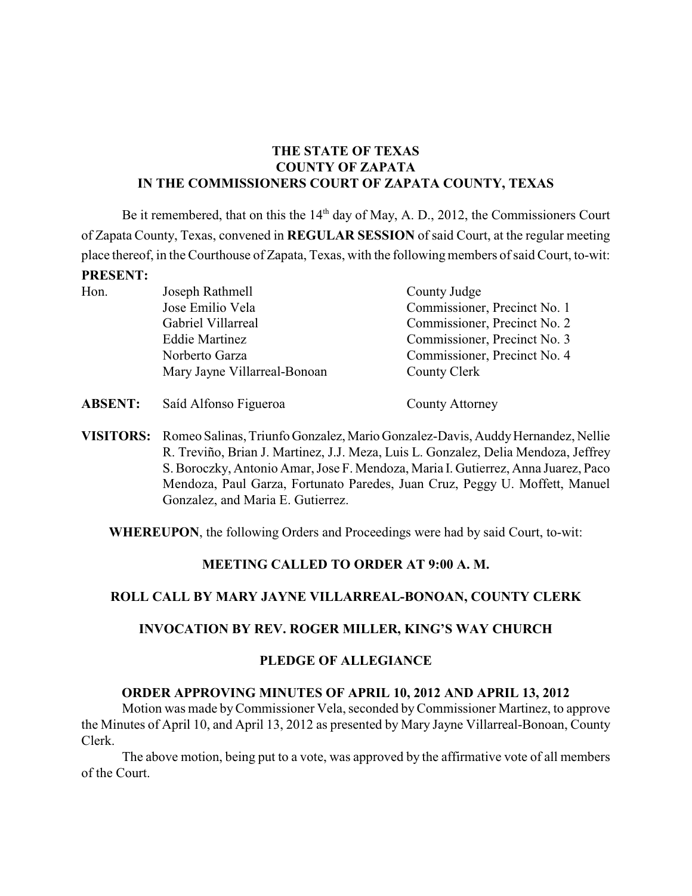**THE STATE OF TEXAS**
**COUNTY OF ZAPATA**
**IN THE COMMISSIONERS COURT OF ZAPATA COUNTY, TEXAS**

Be it remembered, that on this the 14th day of May, A. D., 2012, the Commissioners Court of Zapata County, Texas, convened in **REGULAR SESSION** of said Court, at the regular meeting place thereof, in the Courthouse of Zapata, Texas, with the following members of said Court, to-wit:

**PRESENT:**

| | | |
|---|---|---|
| Hon. | Joseph Rathmell | County Judge |
| | Jose Emilio Vela | Commissioner, Precinct No. 1 |
| | Gabriel Villarreal | Commissioner, Precinct No. 2 |
| | Eddie Martinez | Commissioner, Precinct No. 3 |
| | Norberto Garza | Commissioner, Precinct No. 4 |
| | Mary Jayne Villarreal-Bonoan | County Clerk |
| **ABSENT:** | Saíd Alfonso Figueroa | County Attorney |

**VISITORS:** Romeo Salinas, Triunfo Gonzalez, Mario Gonzalez-Davis, Auddy Hernandez, Nellie R. Treviño, Brian J. Martinez, J.J. Meza, Luis L. Gonzalez, Delia Mendoza, Jeffrey S. Boroczky, Antonio Amar, Jose F. Mendoza, Maria I. Gutierrez, Anna Juarez, Paco Mendoza, Paul Garza, Fortunato Paredes, Juan Cruz, Peggy U. Moffett, Manuel Gonzalez, and Maria E. Gutierrez.

**WHEREUPON**, the following Orders and Proceedings were had by said Court, to-wit:

**MEETING CALLED TO ORDER AT 9:00 A. M.**

**ROLL CALL BY MARY JAYNE VILLARREAL-BONOAN, COUNTY CLERK**

**INVOCATION BY REV. ROGER MILLER, KING'S WAY CHURCH**

**PLEDGE OF ALLEGIANCE**

**ORDER APPROVING MINUTES OF APRIL 10, 2012 AND APRIL 13, 2012**

Motion was made by Commissioner Vela, seconded by Commissioner Martinez, to approve the Minutes of April 10, and April 13, 2012 as presented by Mary Jayne Villarreal-Bonoan, County Clerk.

The above motion, being put to a vote, was approved by the affirmative vote of all members of the Court.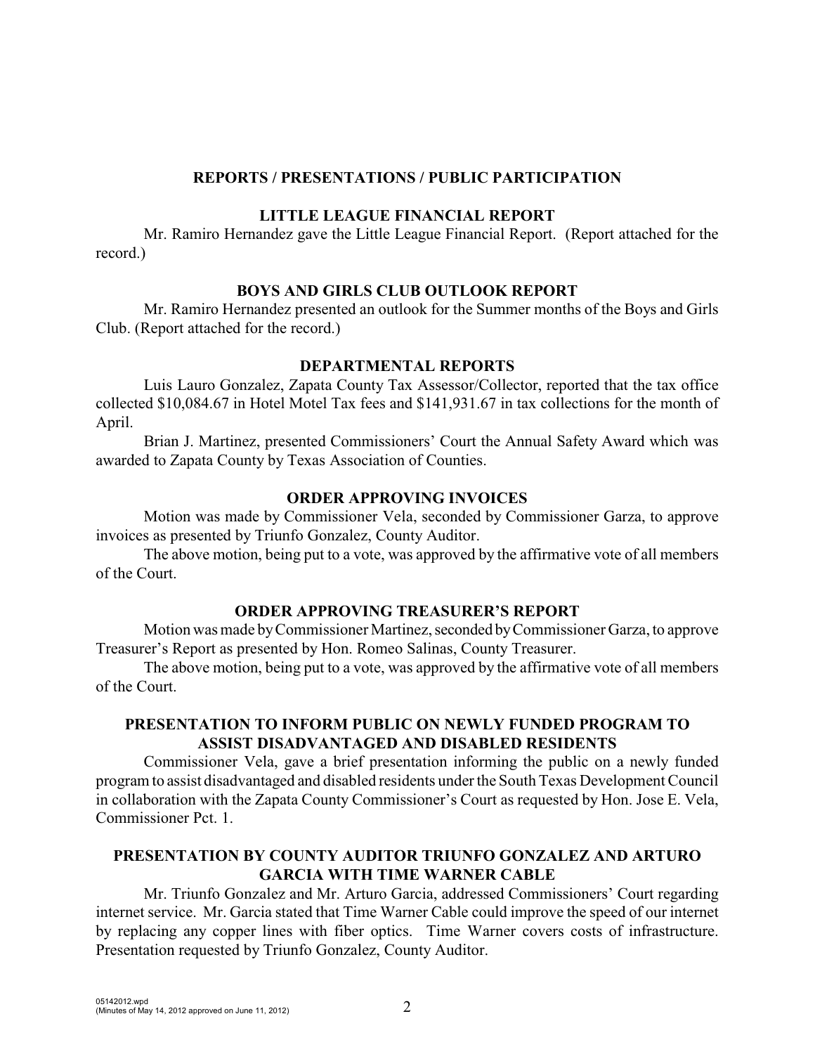## REPORTS / PRESENTATIONS / PUBLIC PARTICIPATION

### LITTLE LEAGUE FINANCIAL REPORT

Mr. Ramiro Hernandez gave the Little League Financial Report. (Report attached for the record.)

### BOYS AND GIRLS CLUB OUTLOOK REPORT

Mr. Ramiro Hernandez presented an outlook for the Summer months of the Boys and Girls Club. (Report attached for the record.)

### DEPARTMENTAL REPORTS

Luis Lauro Gonzalez, Zapata County Tax Assessor/Collector, reported that the tax office collected $10,084.67 in Hotel Motel Tax fees and $141,931.67 in tax collections for the month of April.

Brian J. Martinez, presented Commissioners' Court the Annual Safety Award which was awarded to Zapata County by Texas Association of Counties.

### ORDER APPROVING INVOICES

Motion was made by Commissioner Vela, seconded by Commissioner Garza, to approve invoices as presented by Triunfo Gonzalez, County Auditor.

The above motion, being put to a vote, was approved by the affirmative vote of all members of the Court.

### ORDER APPROVING TREASURER'S REPORT

Motion was made by Commissioner Martinez, seconded by Commissioner Garza, to approve Treasurer's Report as presented by Hon. Romeo Salinas, County Treasurer.

The above motion, being put to a vote, was approved by the affirmative vote of all members of the Court.

### PRESENTATION TO INFORM PUBLIC ON NEWLY FUNDED PROGRAM TO ASSIST DISADVANTAGED AND DISABLED RESIDENTS

Commissioner Vela, gave a brief presentation informing the public on a newly funded program to assist disadvantaged and disabled residents under the South Texas Development Council in collaboration with the Zapata County Commissioner's Court as requested by Hon. Jose E. Vela, Commissioner Pct. 1.

### PRESENTATION BY COUNTY AUDITOR TRIUNFO GONZALEZ AND ARTURO GARCIA WITH TIME WARNER CABLE

Mr. Triunfo Gonzalez and Mr. Arturo Garcia, addressed Commissioners' Court regarding internet service. Mr. Garcia stated that Time Warner Cable could improve the speed of our internet by replacing any copper lines with fiber optics. Time Warner covers costs of infrastructure. Presentation requested by Triunfo Gonzalez, County Auditor.

05142012.wpd
(Minutes of May 14, 2012 approved on June 11, 2012)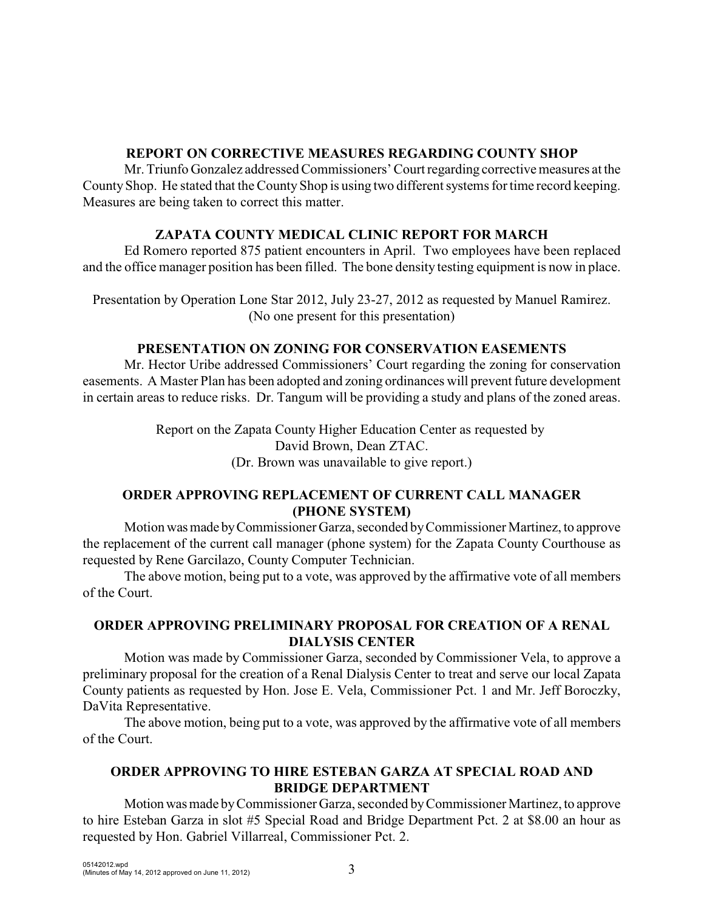### REPORT ON CORRECTIVE MEASURES REGARDING COUNTY SHOP

Mr. Triunfo Gonzalez addressed Commissioners' Court regarding corrective measures at the County Shop. He stated that the County Shop is using two different systems for time record keeping. Measures are being taken to correct this matter.

### ZAPATA COUNTY MEDICAL CLINIC REPORT FOR MARCH

Ed Romero reported 875 patient encounters in April. Two employees have been replaced and the office manager position has been filled. The bone density testing equipment is now in place.

Presentation by Operation Lone Star 2012, July 23-27, 2012 as requested by Manuel Ramirez.
(No one present for this presentation)

### PRESENTATION ON ZONING FOR CONSERVATION EASEMENTS

Mr. Hector Uribe addressed Commissioners' Court regarding the zoning for conservation easements. A Master Plan has been adopted and zoning ordinances will prevent future development in certain areas to reduce risks. Dr. Tangum will be providing a study and plans of the zoned areas.

Report on the Zapata County Higher Education Center as requested by
David Brown, Dean ZTAC.
(Dr. Brown was unavailable to give report.)

### ORDER APPROVING REPLACEMENT OF CURRENT CALL MANAGER (PHONE SYSTEM)

Motion was made by Commissioner Garza, seconded by Commissioner Martinez, to approve the replacement of the current call manager (phone system) for the Zapata County Courthouse as requested by Rene Garcilazo, County Computer Technician.

The above motion, being put to a vote, was approved by the affirmative vote of all members of the Court.

### ORDER APPROVING PRELIMINARY PROPOSAL FOR CREATION OF A RENAL DIALYSIS CENTER

Motion was made by Commissioner Garza, seconded by Commissioner Vela, to approve a preliminary proposal for the creation of a Renal Dialysis Center to treat and serve our local Zapata County patients as requested by Hon. Jose E. Vela, Commissioner Pct. 1 and Mr. Jeff Boroczky, DaVita Representative.

The above motion, being put to a vote, was approved by the affirmative vote of all members of the Court.

### ORDER APPROVING TO HIRE ESTEBAN GARZA AT SPECIAL ROAD AND BRIDGE DEPARTMENT

Motion was made by Commissioner Garza, seconded by Commissioner Martinez, to approve to hire Esteban Garza in slot #5 Special Road and Bridge Department Pct. 2 at $8.00 an hour as requested by Hon. Gabriel Villarreal, Commissioner Pct. 2.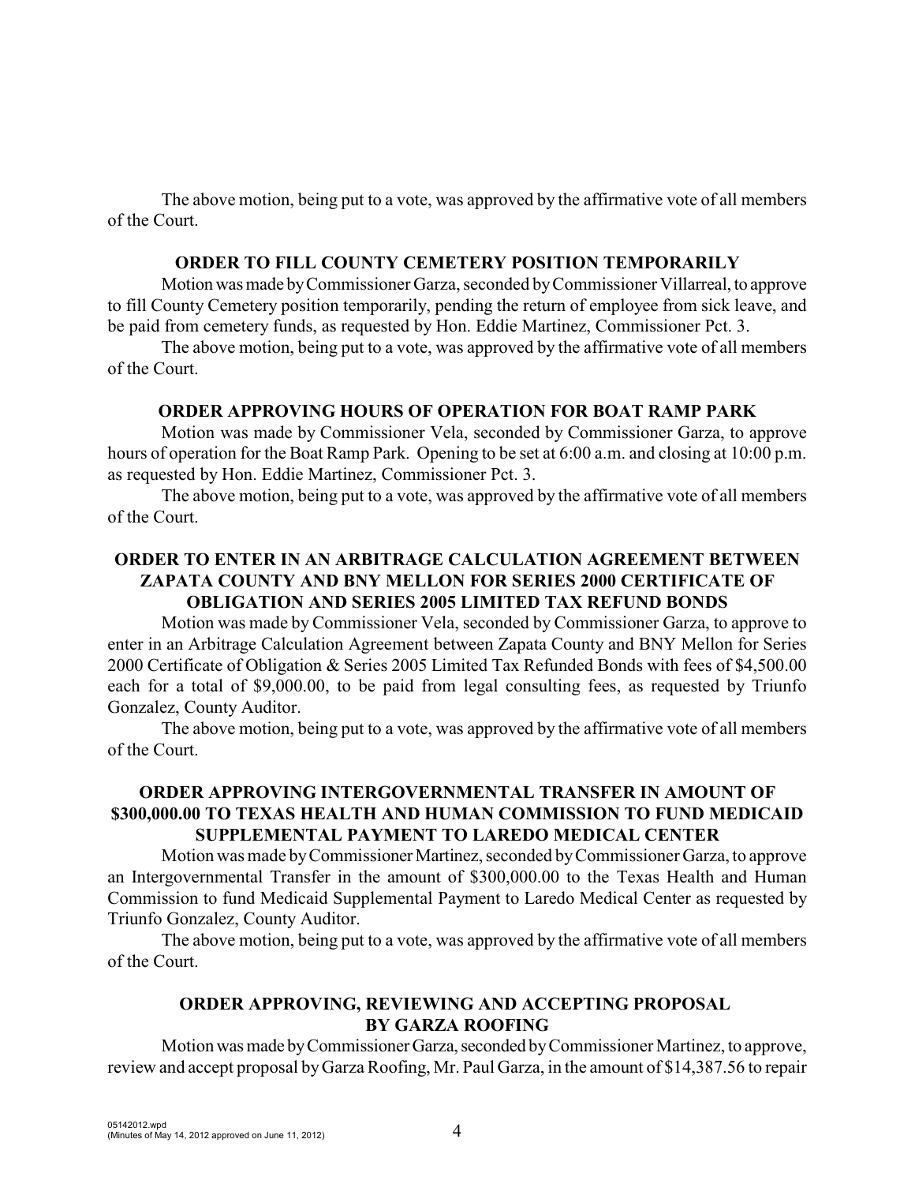The above motion, being put to a vote, was approved by the affirmative vote of all members of the Court.

**ORDER TO FILL COUNTY CEMETERY POSITION TEMPORARILY**

Motion was made by Commissioner Garza, seconded by Commissioner Villarreal, to approve to fill County Cemetery position temporarily, pending the return of employee from sick leave, and be paid from cemetery funds, as requested by Hon. Eddie Martinez, Commissioner Pct. 3.

The above motion, being put to a vote, was approved by the affirmative vote of all members of the Court.

**ORDER APPROVING HOURS OF OPERATION FOR BOAT RAMP PARK**

Motion was made by Commissioner Vela, seconded by Commissioner Garza, to approve hours of operation for the Boat Ramp Park. Opening to be set at 6:00 a.m. and closing at 10:00 p.m. as requested by Hon. Eddie Martinez, Commissioner Pct. 3.

The above motion, being put to a vote, was approved by the affirmative vote of all members of the Court.

**ORDER TO ENTER IN AN ARBITRAGE CALCULATION AGREEMENT BETWEEN ZAPATA COUNTY AND BNY MELLON FOR SERIES 2000 CERTIFICATE OF OBLIGATION AND SERIES 2005 LIMITED TAX REFUND BONDS**

Motion was made by Commissioner Vela, seconded by Commissioner Garza, to approve to enter in an Arbitrage Calculation Agreement between Zapata County and BNY Mellon for Series 2000 Certificate of Obligation & Series 2005 Limited Tax Refunded Bonds with fees of $4,500.00 each for a total of $9,000.00, to be paid from legal consulting fees, as requested by Triunfo Gonzalez, County Auditor.

The above motion, being put to a vote, was approved by the affirmative vote of all members of the Court.

**ORDER APPROVING INTERGOVERNMENTAL TRANSFER IN AMOUNT OF $300,000.00 TO TEXAS HEALTH AND HUMAN COMMISSION TO FUND MEDICAID SUPPLEMENTAL PAYMENT TO LAREDO MEDICAL CENTER**

Motion was made by Commissioner Martinez, seconded by Commissioner Garza, to approve an Intergovernmental Transfer in the amount of $300,000.00 to the Texas Health and Human Commission to fund Medicaid Supplemental Payment to Laredo Medical Center as requested by Triunfo Gonzalez, County Auditor.

The above motion, being put to a vote, was approved by the affirmative vote of all members of the Court.

**ORDER APPROVING, REVIEWING AND ACCEPTING PROPOSAL BY GARZA ROOFING**

Motion was made by Commissioner Garza, seconded by Commissioner Martinez, to approve, review and accept proposal by Garza Roofing, Mr. Paul Garza, in the amount of $14,387.56 to repair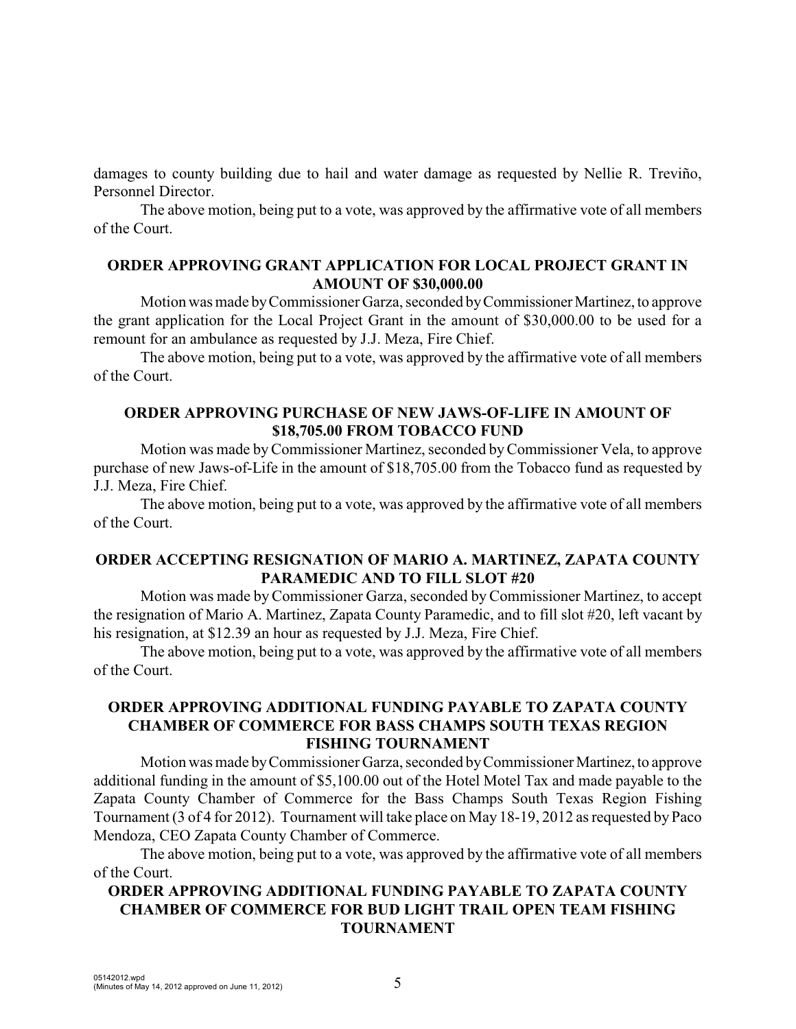damages to county building due to hail and water damage as requested by Nellie R. Treviño, Personnel Director.

The above motion, being put to a vote, was approved by the affirmative vote of all members of the Court.

**ORDER APPROVING GRANT APPLICATION FOR LOCAL PROJECT GRANT IN AMOUNT OF $30,000.00**

Motion was made by Commissioner Garza, seconded by Commissioner Martinez, to approve the grant application for the Local Project Grant in the amount of $30,000.00 to be used for a remount for an ambulance as requested by J.J. Meza, Fire Chief.

The above motion, being put to a vote, was approved by the affirmative vote of all members of the Court.

**ORDER APPROVING PURCHASE OF NEW JAWS-OF-LIFE IN AMOUNT OF $18,705.00 FROM TOBACCO FUND**

Motion was made by Commissioner Martinez, seconded by Commissioner Vela, to approve purchase of new Jaws-of-Life in the amount of $18,705.00 from the Tobacco fund as requested by J.J. Meza, Fire Chief.

The above motion, being put to a vote, was approved by the affirmative vote of all members of the Court.

**ORDER ACCEPTING RESIGNATION OF MARIO A. MARTINEZ, ZAPATA COUNTY PARAMEDIC AND TO FILL SLOT #20**

Motion was made by Commissioner Garza, seconded by Commissioner Martinez, to accept the resignation of Mario A. Martinez, Zapata County Paramedic, and to fill slot #20, left vacant by his resignation, at $12.39 an hour as requested by J.J. Meza, Fire Chief.

The above motion, being put to a vote, was approved by the affirmative vote of all members of the Court.

**ORDER APPROVING ADDITIONAL FUNDING PAYABLE TO ZAPATA COUNTY CHAMBER OF COMMERCE FOR BASS CHAMPS SOUTH TEXAS REGION FISHING TOURNAMENT**

Motion was made by Commissioner Garza, seconded by Commissioner Martinez, to approve additional funding in the amount of $5,100.00 out of the Hotel Motel Tax and made payable to the Zapata County Chamber of Commerce for the Bass Champs South Texas Region Fishing Tournament (3 of 4 for 2012). Tournament will take place on May 18-19, 2012 as requested by Paco Mendoza, CEO Zapata County Chamber of Commerce.

The above motion, being put to a vote, was approved by the affirmative vote of all members of the Court.

**ORDER APPROVING ADDITIONAL FUNDING PAYABLE TO ZAPATA COUNTY CHAMBER OF COMMERCE FOR BUD LIGHT TRAIL OPEN TEAM FISHING TOURNAMENT**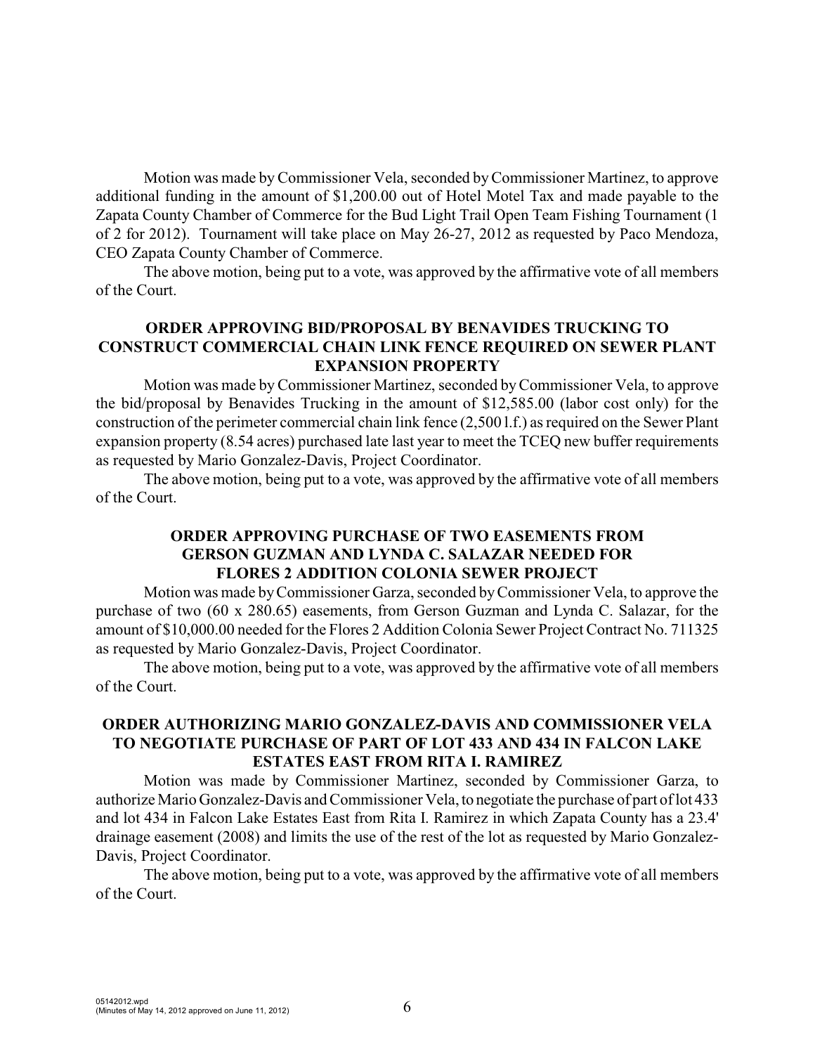Motion was made by Commissioner Vela, seconded by Commissioner Martinez, to approve additional funding in the amount of $1,200.00 out of Hotel Motel Tax and made payable to the Zapata County Chamber of Commerce for the Bud Light Trail Open Team Fishing Tournament (1 of 2 for 2012). Tournament will take place on May 26-27, 2012 as requested by Paco Mendoza, CEO Zapata County Chamber of Commerce.

The above motion, being put to a vote, was approved by the affirmative vote of all members of the Court.

**ORDER APPROVING BID/PROPOSAL BY BENAVIDES TRUCKING TO CONSTRUCT COMMERCIAL CHAIN LINK FENCE REQUIRED ON SEWER PLANT EXPANSION PROPERTY**

Motion was made by Commissioner Martinez, seconded by Commissioner Vela, to approve the bid/proposal by Benavides Trucking in the amount of $12,585.00 (labor cost only) for the construction of the perimeter commercial chain link fence (2,500 l.f.) as required on the Sewer Plant expansion property (8.54 acres) purchased late last year to meet the TCEQ new buffer requirements as requested by Mario Gonzalez-Davis, Project Coordinator.

The above motion, being put to a vote, was approved by the affirmative vote of all members of the Court.

**ORDER APPROVING PURCHASE OF TWO EASEMENTS FROM GERSON GUZMAN AND LYNDA C. SALAZAR NEEDED FOR FLORES 2 ADDITION COLONIA SEWER PROJECT**

Motion was made by Commissioner Garza, seconded by Commissioner Vela, to approve the purchase of two (60 x 280.65) easements, from Gerson Guzman and Lynda C. Salazar, for the amount of $10,000.00 needed for the Flores 2 Addition Colonia Sewer Project Contract No. 711325 as requested by Mario Gonzalez-Davis, Project Coordinator.

The above motion, being put to a vote, was approved by the affirmative vote of all members of the Court.

**ORDER AUTHORIZING MARIO GONZALEZ-DAVIS AND COMMISSIONER VELA TO NEGOTIATE PURCHASE OF PART OF LOT 433 AND 434 IN FALCON LAKE ESTATES EAST FROM RITA I. RAMIREZ**

Motion was made by Commissioner Martinez, seconded by Commissioner Garza, to authorize Mario Gonzalez-Davis and Commissioner Vela, to negotiate the purchase of part of lot 433 and lot 434 in Falcon Lake Estates East from Rita I. Ramirez in which Zapata County has a 23.4' drainage easement (2008) and limits the use of the rest of the lot as requested by Mario Gonzalez-Davis, Project Coordinator.

The above motion, being put to a vote, was approved by the affirmative vote of all members of the Court.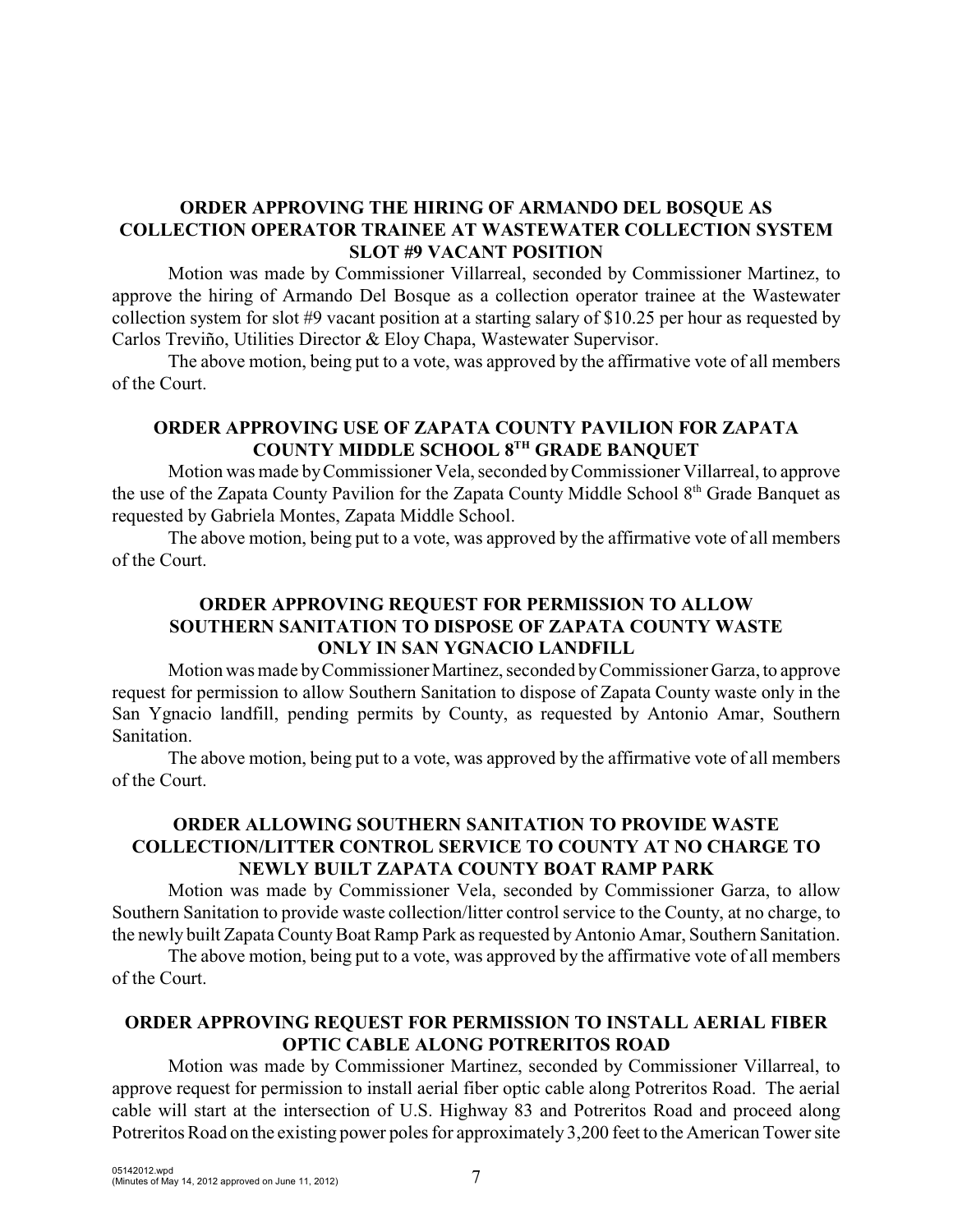## ORDER APPROVING THE HIRING OF ARMANDO DEL BOSQUE AS COLLECTION OPERATOR TRAINEE AT WASTEWATER COLLECTION SYSTEM SLOT #9 VACANT POSITION

Motion was made by Commissioner Villarreal, seconded by Commissioner Martinez, to approve the hiring of Armando Del Bosque as a collection operator trainee at the Wastewater collection system for slot #9 vacant position at a starting salary of $10.25 per hour as requested by Carlos Treviño, Utilities Director & Eloy Chapa, Wastewater Supervisor.

The above motion, being put to a vote, was approved by the affirmative vote of all members of the Court.

## ORDER APPROVING USE OF ZAPATA COUNTY PAVILION FOR ZAPATA COUNTY MIDDLE SCHOOL 8TH GRADE BANQUET

Motion was made by Commissioner Vela, seconded by Commissioner Villarreal, to approve the use of the Zapata County Pavilion for the Zapata County Middle School 8th Grade Banquet as requested by Gabriela Montes, Zapata Middle School.

The above motion, being put to a vote, was approved by the affirmative vote of all members of the Court.

## ORDER APPROVING REQUEST FOR PERMISSION TO ALLOW SOUTHERN SANITATION TO DISPOSE OF ZAPATA COUNTY WASTE ONLY IN SAN YGNACIO LANDFILL

Motion was made by Commissioner Martinez, seconded by Commissioner Garza, to approve request for permission to allow Southern Sanitation to dispose of Zapata County waste only in the San Ygnacio landfill, pending permits by County, as requested by Antonio Amar, Southern Sanitation.

The above motion, being put to a vote, was approved by the affirmative vote of all members of the Court.

## ORDER ALLOWING SOUTHERN SANITATION TO PROVIDE WASTE COLLECTION/LITTER CONTROL SERVICE TO COUNTY AT NO CHARGE TO NEWLY BUILT ZAPATA COUNTY BOAT RAMP PARK

Motion was made by Commissioner Vela, seconded by Commissioner Garza, to allow Southern Sanitation to provide waste collection/litter control service to the County, at no charge, to the newly built Zapata County Boat Ramp Park as requested by Antonio Amar, Southern Sanitation.

The above motion, being put to a vote, was approved by the affirmative vote of all members of the Court.

## ORDER APPROVING REQUEST FOR PERMISSION TO INSTALL AERIAL FIBER OPTIC CABLE ALONG POTRERITOS ROAD

Motion was made by Commissioner Martinez, seconded by Commissioner Villarreal, to approve request for permission to install aerial fiber optic cable along Potreritos Road. The aerial cable will start at the intersection of U.S. Highway 83 and Potreritos Road and proceed along Potreritos Road on the existing power poles for approximately 3,200 feet to the American Tower site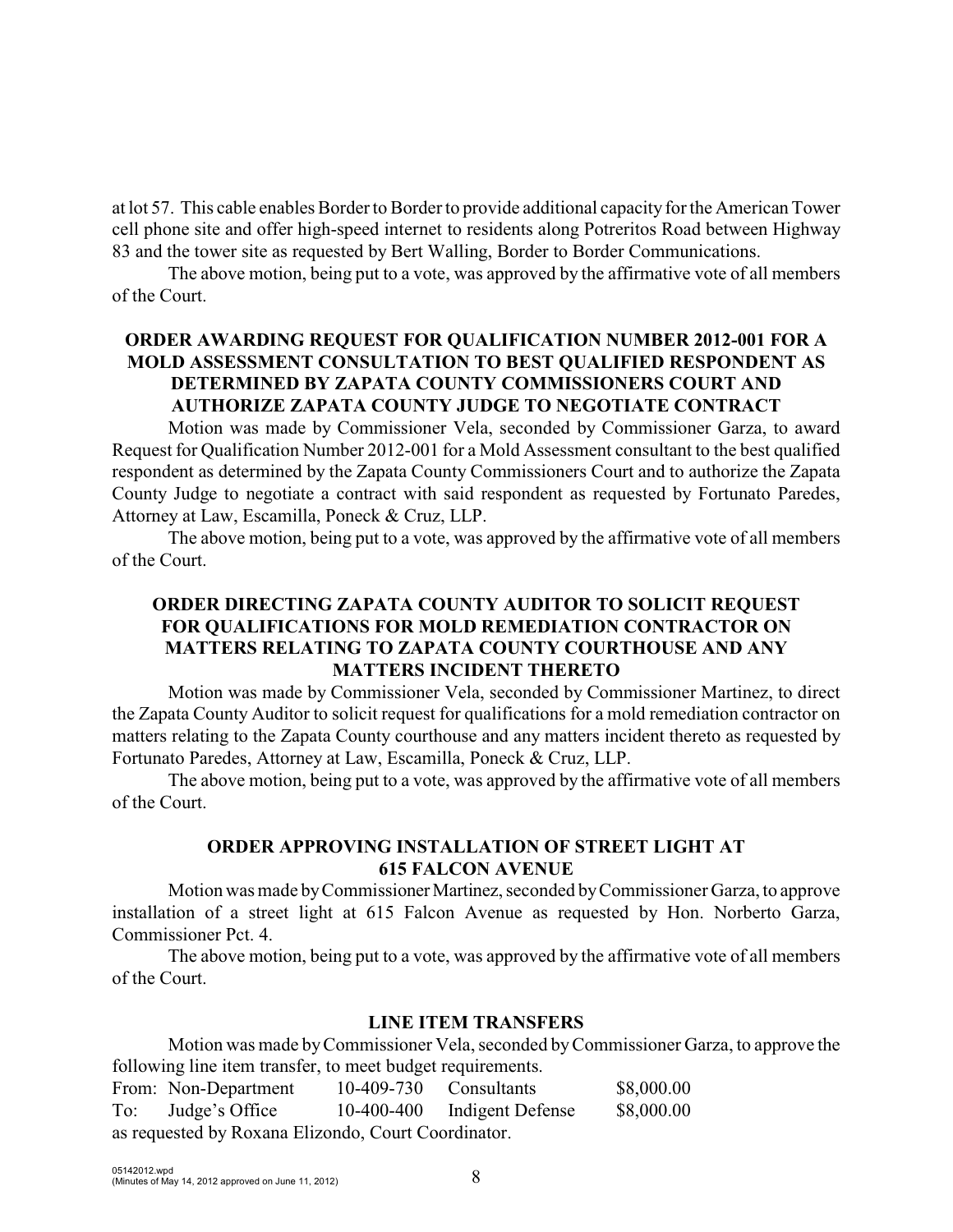at lot 57. This cable enables Border to Border to provide additional capacity for the American Tower cell phone site and offer high-speed internet to residents along Potreritos Road between Highway 83 and the tower site as requested by Bert Walling, Border to Border Communications.

The above motion, being put to a vote, was approved by the affirmative vote of all members of the Court.

**ORDER AWARDING REQUEST FOR QUALIFICATION NUMBER 2012-001 FOR A MOLD ASSESSMENT CONSULTATION TO BEST QUALIFIED RESPONDENT AS DETERMINED BY ZAPATA COUNTY COMMISSIONERS COURT AND AUTHORIZE ZAPATA COUNTY JUDGE TO NEGOTIATE CONTRACT**

Motion was made by Commissioner Vela, seconded by Commissioner Garza, to award Request for Qualification Number 2012-001 for a Mold Assessment consultant to the best qualified respondent as determined by the Zapata County Commissioners Court and to authorize the Zapata County Judge to negotiate a contract with said respondent as requested by Fortunato Paredes, Attorney at Law, Escamilla, Poneck & Cruz, LLP.

The above motion, being put to a vote, was approved by the affirmative vote of all members of the Court.

**ORDER DIRECTING ZAPATA COUNTY AUDITOR TO SOLICIT REQUEST FOR QUALIFICATIONS FOR MOLD REMEDIATION CONTRACTOR ON MATTERS RELATING TO ZAPATA COUNTY COURTHOUSE AND ANY MATTERS INCIDENT THERETO**

Motion was made by Commissioner Vela, seconded by Commissioner Martinez, to direct the Zapata County Auditor to solicit request for qualifications for a mold remediation contractor on matters relating to the Zapata County courthouse and any matters incident thereto as requested by Fortunato Paredes, Attorney at Law, Escamilla, Poneck & Cruz, LLP.

The above motion, being put to a vote, was approved by the affirmative vote of all members of the Court.

**ORDER APPROVING INSTALLATION OF STREET LIGHT AT 615 FALCON AVENUE**

Motion was made by Commissioner Martinez, seconded by Commissioner Garza, to approve installation of a street light at 615 Falcon Avenue as requested by Hon. Norberto Garza, Commissioner Pct. 4.

The above motion, being put to a vote, was approved by the affirmative vote of all members of the Court.

**LINE ITEM TRANSFERS**

Motion was made by Commissioner Vela, seconded by Commissioner Garza, to approve the following line item transfer, to meet budget requirements.

| | | | | |
|---|---|---|---|---|
| From: | Non-Department | 10-409-730 | Consultants | \$8,000.00 |
| To: | Judge's Office | 10-400-400 | Indigent Defense | \$8,000.00 |

as requested by Roxana Elizondo, Court Coordinator.

05142012.wpd
(Minutes of May 14, 2012 approved on June 11, 2012)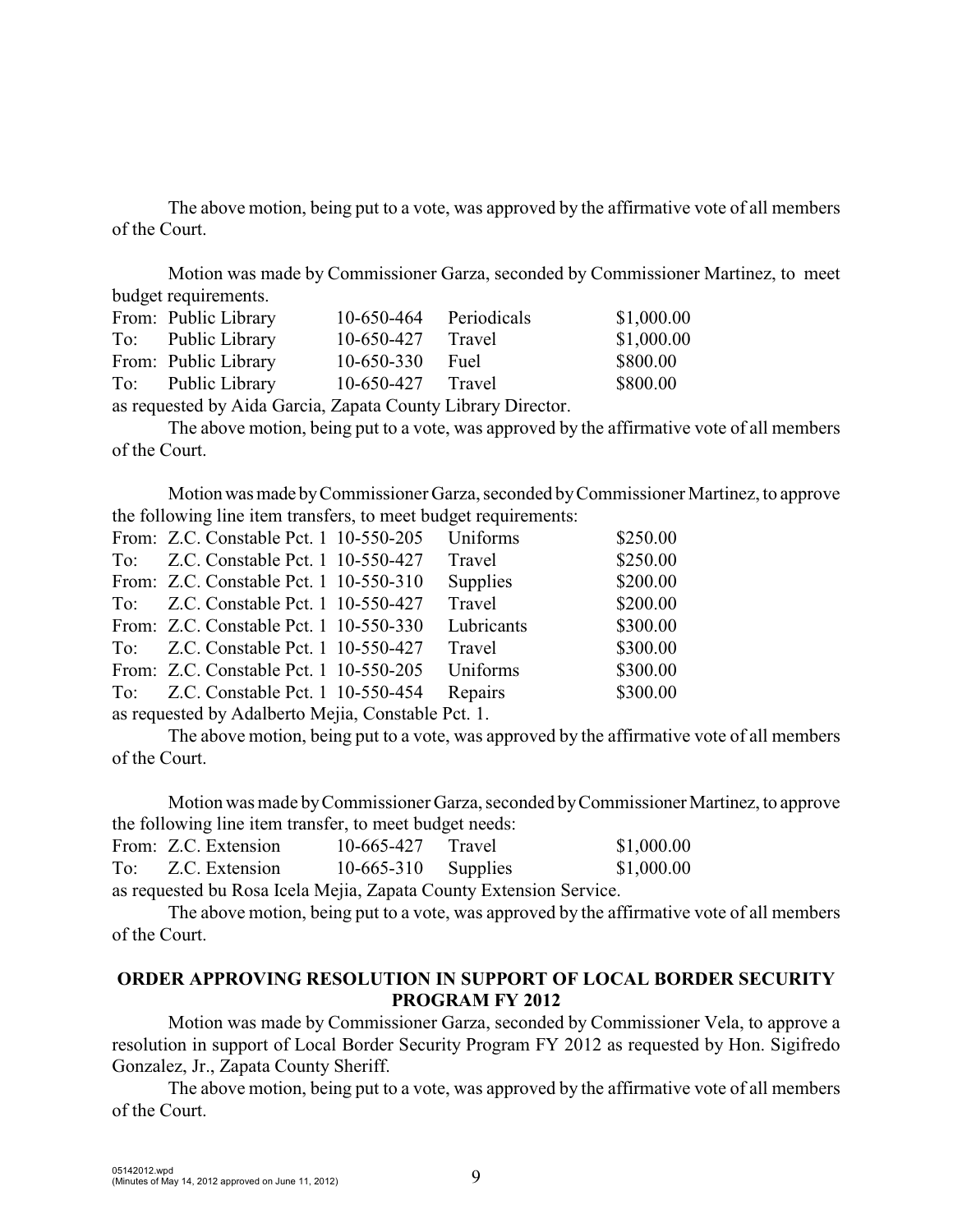The above motion, being put to a vote, was approved by the affirmative vote of all members of the Court.

Motion was made by Commissioner Garza, seconded by Commissioner Martinez, to meet budget requirements.

| | | | | |
|---|---|---|---|---|
| From: | Public Library | 10-650-464 | Periodicals | \$1,000.00 |
| To: | Public Library | 10-650-427 | Travel | \$1,000.00 |
| From: | Public Library | 10-650-330 | Fuel | \$800.00 |
| To: | Public Library | 10-650-427 | Travel | \$800.00 |

as requested by Aida Garcia, Zapata County Library Director.

The above motion, being put to a vote, was approved by the affirmative vote of all members of the Court.

Motion was made by Commissioner Garza, seconded by Commissioner Martinez, to approve the following line item transfers, to meet budget requirements:

| | | | | |
|---|---|---|---|---|
| From: | Z.C. Constable Pct. 1 | 10-550-205 | Uniforms | \$250.00 |
| To: | Z.C. Constable Pct. 1 | 10-550-427 | Travel | \$250.00 |
| From: | Z.C. Constable Pct. 1 | 10-550-310 | Supplies | \$200.00 |
| To: | Z.C. Constable Pct. 1 | 10-550-427 | Travel | \$200.00 |
| From: | Z.C. Constable Pct. 1 | 10-550-330 | Lubricants | \$300.00 |
| To: | Z.C. Constable Pct. 1 | 10-550-427 | Travel | \$300.00 |
| From: | Z.C. Constable Pct. 1 | 10-550-205 | Uniforms | \$300.00 |
| To: | Z.C. Constable Pct. 1 | 10-550-454 | Repairs | \$300.00 |

as requested by Adalberto Mejia, Constable Pct. 1.

The above motion, being put to a vote, was approved by the affirmative vote of all members of the Court.

Motion was made by Commissioner Garza, seconded by Commissioner Martinez, to approve the following line item transfer, to meet budget needs:

| | | | | |
|---|---|---|---|---|
| From: | Z.C. Extension | 10-665-427 | Travel | \$1,000.00 |
| To: | Z.C. Extension | 10-665-310 | Supplies | \$1,000.00 |

as requested bu Rosa Icela Mejia, Zapata County Extension Service.

The above motion, being put to a vote, was approved by the affirmative vote of all members of the Court.

## ORDER APPROVING RESOLUTION IN SUPPORT OF LOCAL BORDER SECURITY PROGRAM FY 2012

Motion was made by Commissioner Garza, seconded by Commissioner Vela, to approve a resolution in support of Local Border Security Program FY 2012 as requested by Hon. Sigifredo Gonzalez, Jr., Zapata County Sheriff.

The above motion, being put to a vote, was approved by the affirmative vote of all members of the Court.

05142012.wpd
(Minutes of May 14, 2012 approved on June 11, 2012)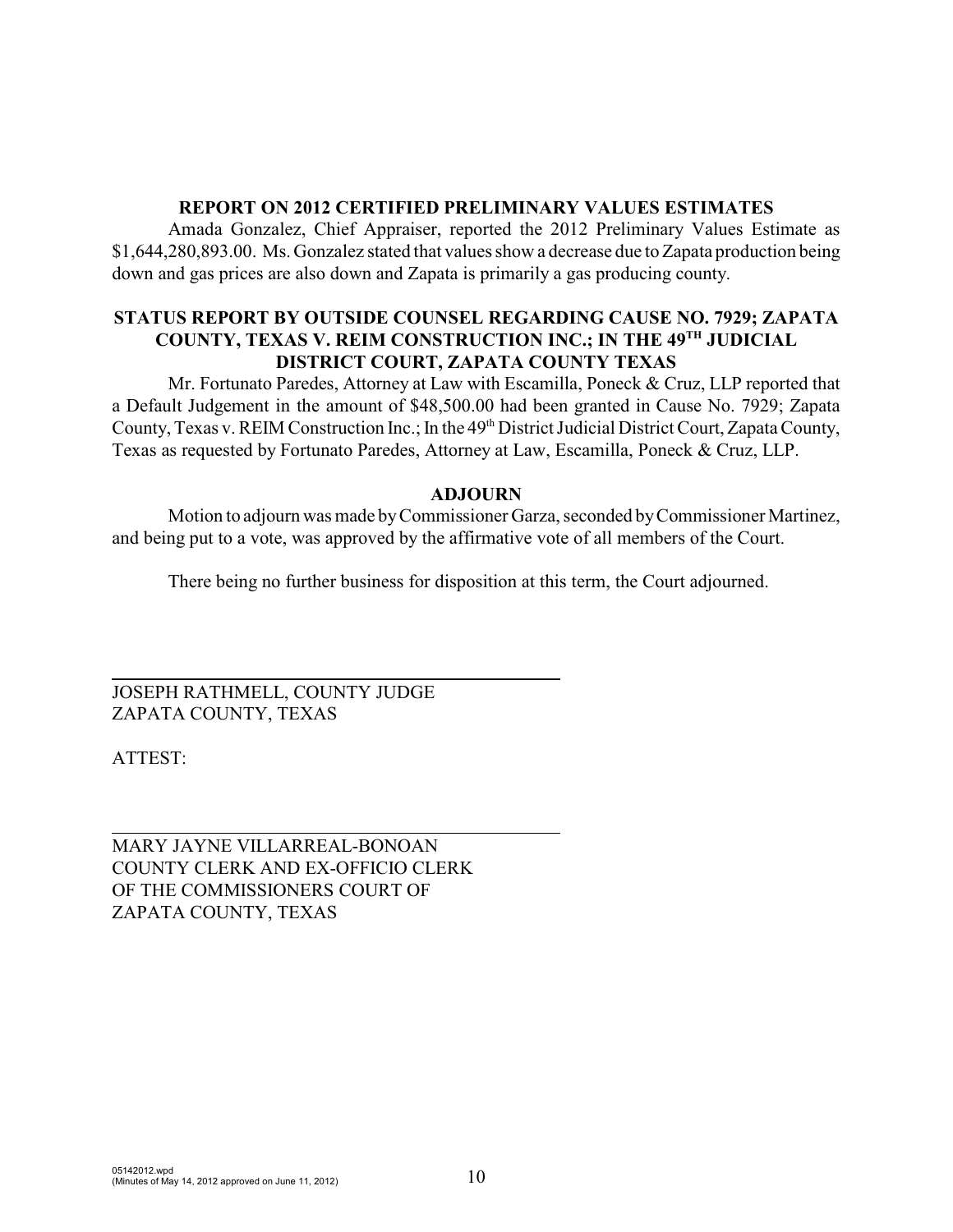### REPORT ON 2012 CERTIFIED PRELIMINARY VALUES ESTIMATES

Amada Gonzalez, Chief Appraiser, reported the 2012 Preliminary Values Estimate as $1,644,280,893.00. Ms. Gonzalez stated that values show a decrease due to Zapata production being down and gas prices are also down and Zapata is primarily a gas producing county.

### STATUS REPORT BY OUTSIDE COUNSEL REGARDING CAUSE NO. 7929; ZAPATA COUNTY, TEXAS V. REIM CONSTRUCTION INC.; IN THE 49TH JUDICIAL DISTRICT COURT, ZAPATA COUNTY TEXAS

Mr. Fortunato Paredes, Attorney at Law with Escamilla, Poneck & Cruz, LLP reported that a Default Judgement in the amount of $48,500.00 had been granted in Cause No. 7929; Zapata County, Texas v. REIM Construction Inc.; In the 49th District Judicial District Court, Zapata County, Texas as requested by Fortunato Paredes, Attorney at Law, Escamilla, Poneck & Cruz, LLP.

### ADJOURN

Motion to adjourn was made by Commissioner Garza, seconded by Commissioner Martinez, and being put to a vote, was approved by the affirmative vote of all members of the Court.

There being no further business for disposition at this term, the Court adjourned.

JOSEPH RATHMELL, COUNTY JUDGE
ZAPATA COUNTY, TEXAS

ATTEST:

MARY JAYNE VILLARREAL-BONOAN
COUNTY CLERK AND EX-OFFICIO CLERK
OF THE COMMISSIONERS COURT OF
ZAPATA COUNTY, TEXAS

05142012.wpd
(Minutes of May 14, 2012 approved on June 11, 2012)